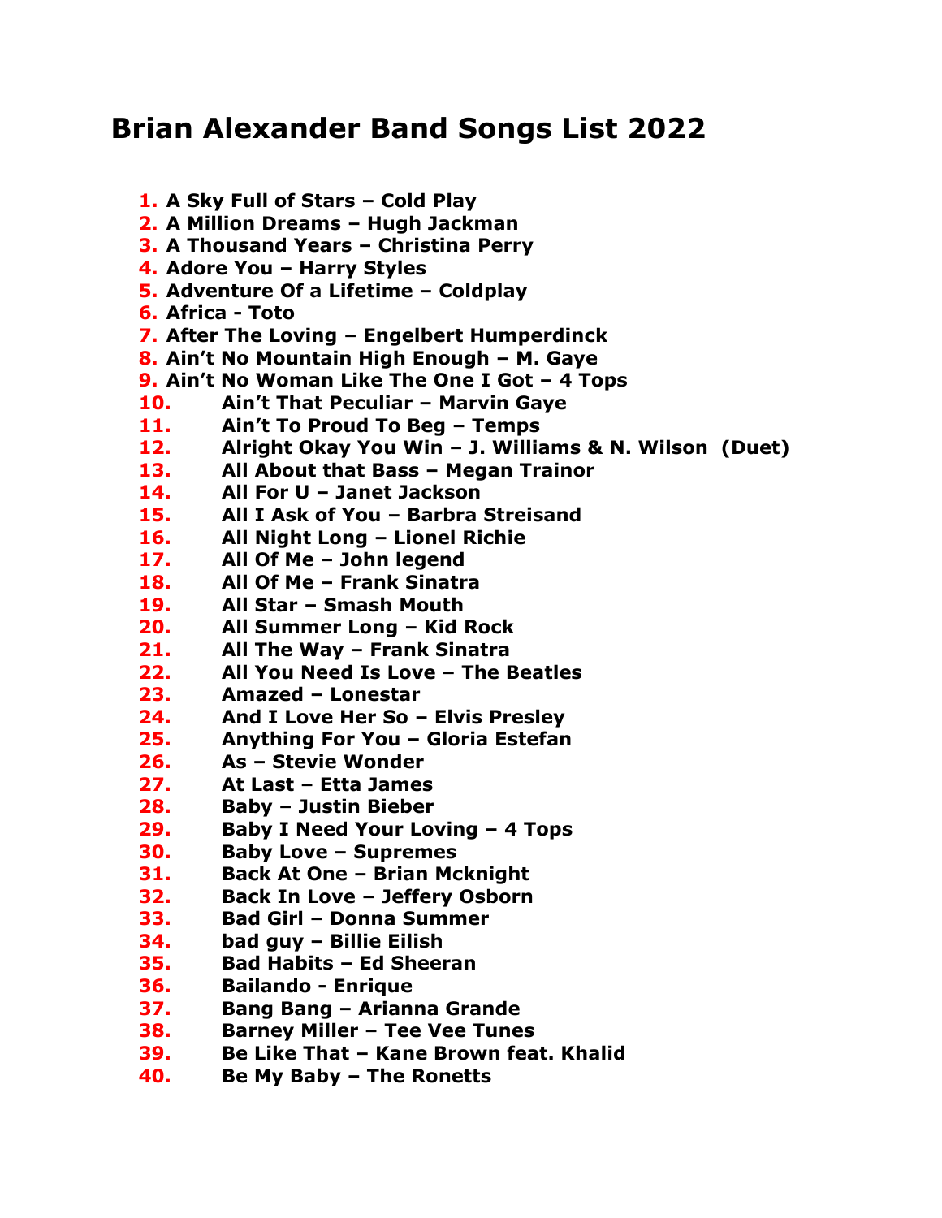# Brian Alexander Band Songs List 2022

1. **A Sky Full of Stars – Cold Play**
2. **A Million Dreams – Hugh Jackman**
3. **A Thousand Years – Christina Perry**
4. **Adore You – Harry Styles**
5. **Adventure Of a Lifetime – Coldplay**
6. **Africa - Toto**
7. **After The Loving – Engelbert Humperdinck**
8. **Ain't No Mountain High Enough – M. Gaye**
9. **Ain't No Woman Like The One I Got – 4 Tops**
10. **Ain't That Peculiar – Marvin Gaye**
11. **Ain't To Proud To Beg – Temps**
12. **Alright Okay You Win – J. Williams & N. Wilson (Duet)**
13. **All About that Bass – Megan Trainor**
14. **All For U – Janet Jackson**
15. **All I Ask of You – Barbra Streisand**
16. **All Night Long – Lionel Richie**
17. **All Of Me – John legend**
18. **All Of Me – Frank Sinatra**
19. **All Star – Smash Mouth**
20. **All Summer Long – Kid Rock**
21. **All The Way – Frank Sinatra**
22. **All You Need Is Love – The Beatles**
23. **Amazed – Lonestar**
24. **And I Love Her So – Elvis Presley**
25. **Anything For You – Gloria Estefan**
26. **As – Stevie Wonder**
27. **At Last – Etta James**
28. **Baby – Justin Bieber**
29. **Baby I Need Your Loving – 4 Tops**
30. **Baby Love – Supremes**
31. **Back At One – Brian Mcknight**
32. **Back In Love – Jeffery Osborn**
33. **Bad Girl – Donna Summer**
34. **bad guy – Billie Eilish**
35. **Bad Habits – Ed Sheeran**
36. **Bailando - Enrique**
37. **Bang Bang – Arianna Grande**
38. **Barney Miller – Tee Vee Tunes**
39. **Be Like That – Kane Brown feat. Khalid**
40. **Be My Baby – The Ronetts**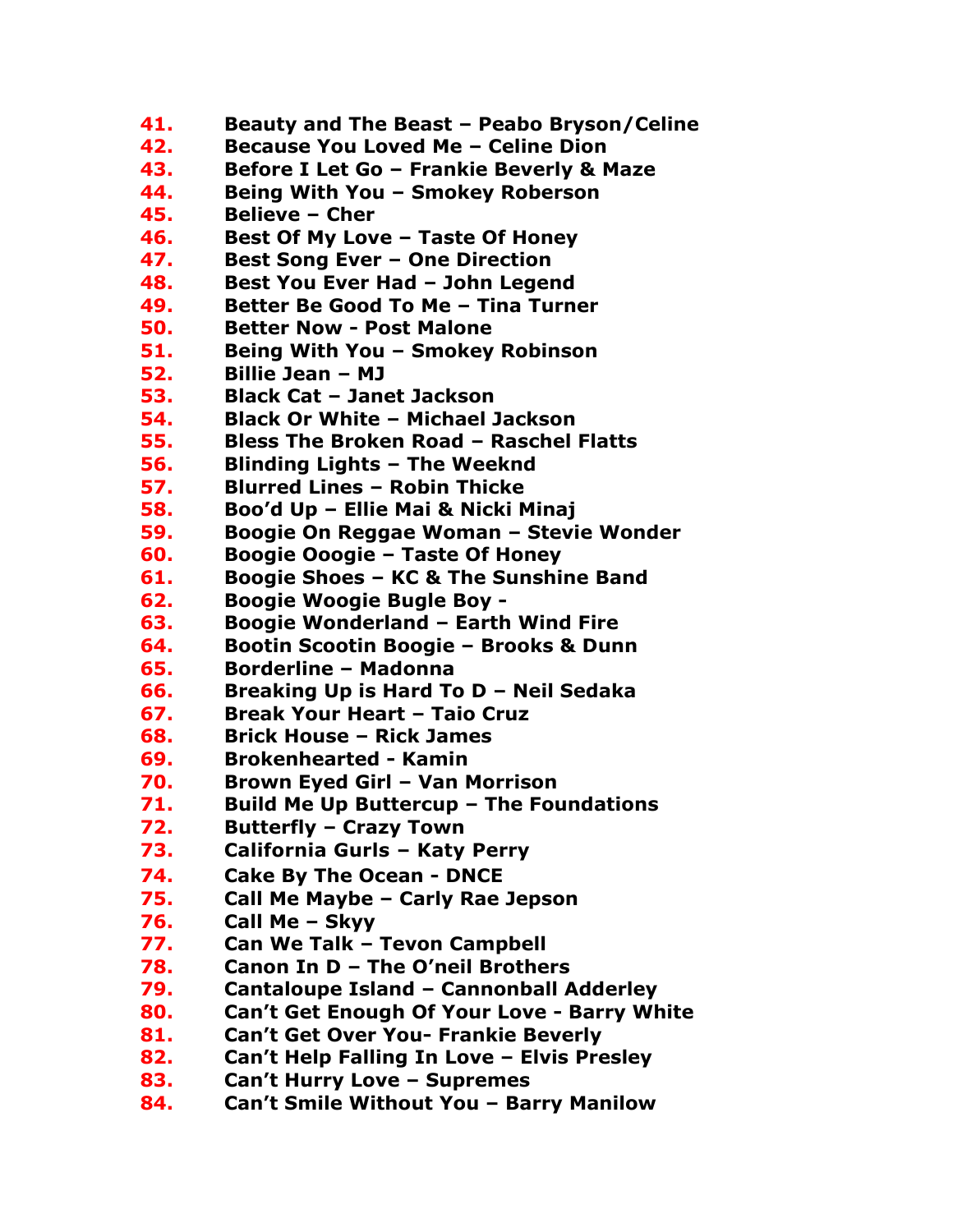41. **Beauty and The Beast – Peabo Bryson/Celine**
42. **Because You Loved Me – Celine Dion**
43. **Before I Let Go – Frankie Beverly & Maze**
44. **Being With You – Smokey Roberson**
45. **Believe – Cher**
46. **Best Of My Love – Taste Of Honey**
47. **Best Song Ever – One Direction**
48. **Best You Ever Had – John Legend**
49. **Better Be Good To Me – Tina Turner**
50. **Better Now - Post Malone**
51. **Being With You – Smokey Robinson**
52. **Billie Jean – MJ**
53. **Black Cat – Janet Jackson**
54. **Black Or White – Michael Jackson**
55. **Bless The Broken Road – Raschel Flatts**
56. **Blinding Lights – The Weeknd**
57. **Blurred Lines – Robin Thicke**
58. **Boo'd Up – Ellie Mai & Nicki Minaj**
59. **Boogie On Reggae Woman – Stevie Wonder**
60. **Boogie Ooogie – Taste Of Honey**
61. **Boogie Shoes – KC & The Sunshine Band**
62. **Boogie Woogie Bugle Boy -**
63. **Boogie Wonderland – Earth Wind Fire**
64. **Bootin Scootin Boogie – Brooks & Dunn**
65. **Borderline – Madonna**
66. **Breaking Up is Hard To D – Neil Sedaka**
67. **Break Your Heart – Taio Cruz**
68. **Brick House – Rick James**
69. **Brokenhearted - Kamin**
70. **Brown Eyed Girl – Van Morrison**
71. **Build Me Up Buttercup – The Foundations**
72. **Butterfly – Crazy Town**
73. **California Gurls – Katy Perry**
74. **Cake By The Ocean - DNCE**
75. **Call Me Maybe – Carly Rae Jepson**
76. **Call Me – Skyy**
77. **Can We Talk – Tevon Campbell**
78. **Canon In D – The O'neil Brothers**
79. **Cantaloupe Island – Cannonball Adderley**
80. **Can't Get Enough Of Your Love - Barry White**
81. **Can't Get Over You- Frankie Beverly**
82. **Can't Help Falling In Love – Elvis Presley**
83. **Can't Hurry Love – Supremes**
84. **Can't Smile Without You – Barry Manilow**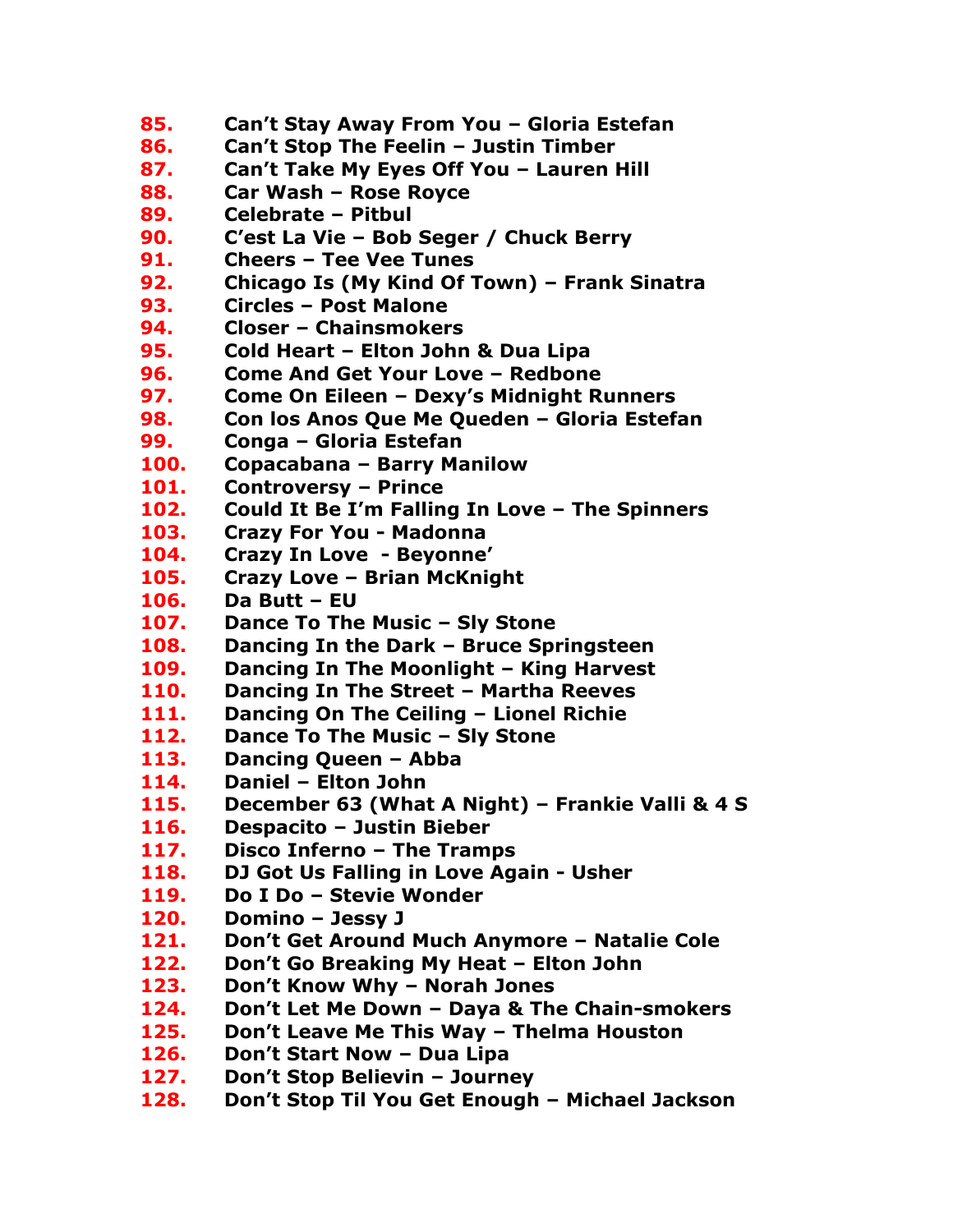85. **Can't Stay Away From You – Gloria Estefan**
86. **Can't Stop The Feelin – Justin Timber**
87. **Can't Take My Eyes Off You – Lauren Hill**
88. **Car Wash – Rose Royce**
89. **Celebrate – Pitbul**
90. **C'est La Vie – Bob Seger / Chuck Berry**
91. **Cheers – Tee Vee Tunes**
92. **Chicago Is (My Kind Of Town) – Frank Sinatra**
93. **Circles – Post Malone**
94. **Closer – Chainsmokers**
95. **Cold Heart – Elton John & Dua Lipa**
96. **Come And Get Your Love – Redbone**
97. **Come On Eileen – Dexy's Midnight Runners**
98. **Con los Anos Que Me Queden – Gloria Estefan**
99. **Conga – Gloria Estefan**
100. **Copacabana – Barry Manilow**
101. **Controversy – Prince**
102. **Could It Be I'm Falling In Love – The Spinners**
103. **Crazy For You - Madonna**
104. **Crazy In Love - Beyonne'**
105. **Crazy Love – Brian McKnight**
106. **Da Butt – EU**
107. **Dance To The Music – Sly Stone**
108. **Dancing In the Dark – Bruce Springsteen**
109. **Dancing In The Moonlight – King Harvest**
110. **Dancing In The Street – Martha Reeves**
111. **Dancing On The Ceiling – Lionel Richie**
112. **Dance To The Music – Sly Stone**
113. **Dancing Queen – Abba**
114. **Daniel – Elton John**
115. **December 63 (What A Night) – Frankie Valli & 4 S**
116. **Despacito – Justin Bieber**
117. **Disco Inferno – The Tramps**
118. **DJ Got Us Falling in Love Again - Usher**
119. **Do I Do – Stevie Wonder**
120. **Domino – Jessy J**
121. **Don't Get Around Much Anymore – Natalie Cole**
122. **Don't Go Breaking My Heat – Elton John**
123. **Don't Know Why – Norah Jones**
124. **Don't Let Me Down – Daya & The Chain-smokers**
125. **Don't Leave Me This Way – Thelma Houston**
126. **Don't Start Now – Dua Lipa**
127. **Don't Stop Believin – Journey**
128. **Don't Stop Til You Get Enough – Michael Jackson**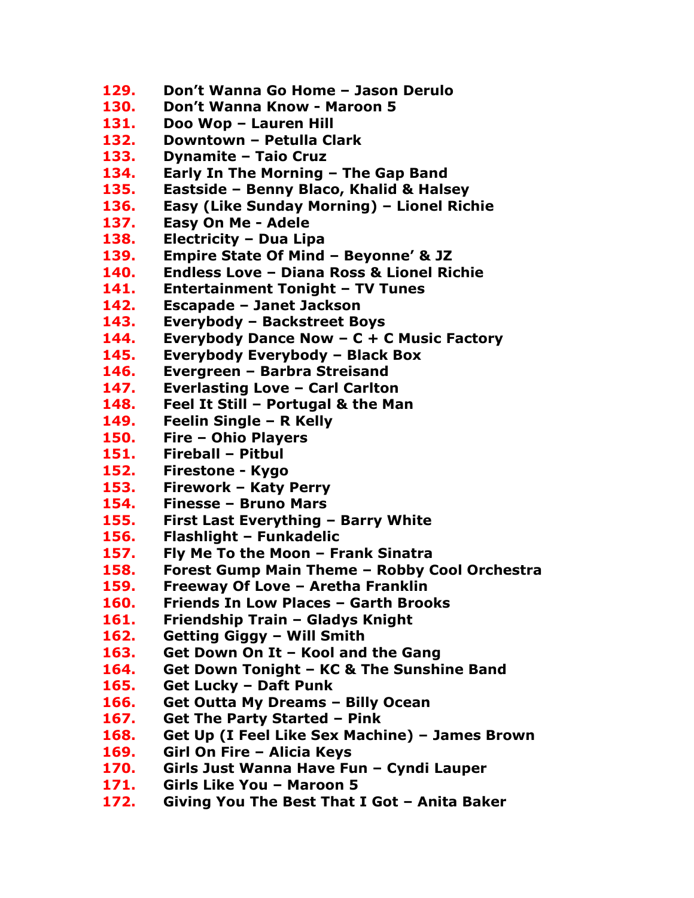129. **Don't Wanna Go Home – Jason Derulo**
130. **Don't Wanna Know - Maroon 5**
131. **Doo Wop – Lauren Hill**
132. **Downtown – Petulla Clark**
133. **Dynamite – Taio Cruz**
134. **Early In The Morning – The Gap Band**
135. **Eastside – Benny Blaco, Khalid & Halsey**
136. **Easy (Like Sunday Morning) – Lionel Richie**
137. **Easy On Me - Adele**
138. **Electricity – Dua Lipa**
139. **Empire State Of Mind – Beyonne' & JZ**
140. **Endless Love – Diana Ross & Lionel Richie**
141. **Entertainment Tonight – TV Tunes**
142. **Escapade – Janet Jackson**
143. **Everybody – Backstreet Boys**
144. **Everybody Dance Now – C + C Music Factory**
145. **Everybody Everybody – Black Box**
146. **Evergreen – Barbra Streisand**
147. **Everlasting Love – Carl Carlton**
148. **Feel It Still – Portugal & the Man**
149. **Feelin Single – R Kelly**
150. **Fire – Ohio Players**
151. **Fireball – Pitbul**
152. **Firestone - Kygo**
153. **Firework – Katy Perry**
154. **Finesse – Bruno Mars**
155. **First Last Everything – Barry White**
156. **Flashlight – Funkadelic**
157. **Fly Me To the Moon – Frank Sinatra**
158. **Forest Gump Main Theme – Robby Cool Orchestra**
159. **Freeway Of Love – Aretha Franklin**
160. **Friends In Low Places – Garth Brooks**
161. **Friendship Train – Gladys Knight**
162. **Getting Giggy – Will Smith**
163. **Get Down On It – Kool and the Gang**
164. **Get Down Tonight – KC & The Sunshine Band**
165. **Get Lucky – Daft Punk**
166. **Get Outta My Dreams – Billy Ocean**
167. **Get The Party Started – Pink**
168. **Get Up (I Feel Like Sex Machine) – James Brown**
169. **Girl On Fire – Alicia Keys**
170. **Girls Just Wanna Have Fun – Cyndi Lauper**
171. **Girls Like You – Maroon 5**
172. **Giving You The Best That I Got – Anita Baker**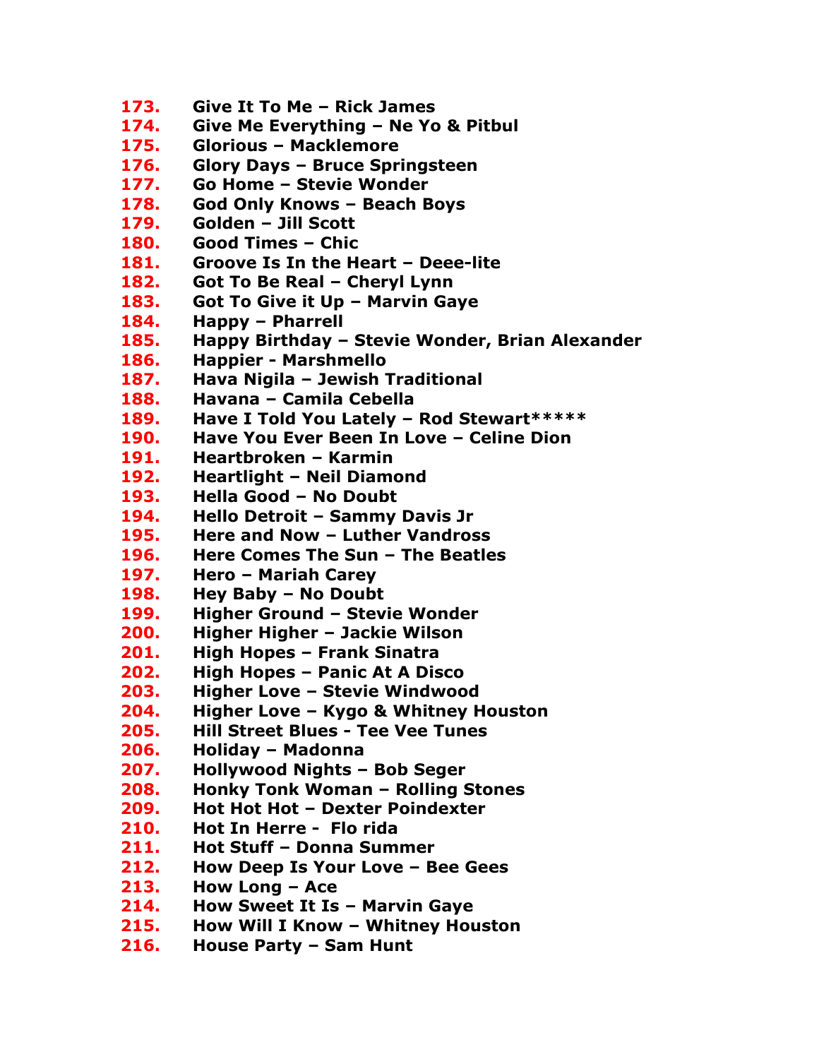173. **Give It To Me – Rick James**
174. **Give Me Everything – Ne Yo & Pitbul**
175. **Glorious – Macklemore**
176. **Glory Days – Bruce Springsteen**
177. **Go Home – Stevie Wonder**
178. **God Only Knows – Beach Boys**
179. **Golden – Jill Scott**
180. **Good Times – Chic**
181. **Groove Is In the Heart – Deee-lite**
182. **Got To Be Real – Cheryl Lynn**
183. **Got To Give it Up – Marvin Gaye**
184. **Happy – Pharrell**
185. **Happy Birthday – Stevie Wonder, Brian Alexander**
186. **Happier - Marshmello**
187. **Hava Nigila – Jewish Traditional**
188. **Havana – Camila Cebella**
189. **Have I Told You Lately – Rod Stewart*****
190. **Have You Ever Been In Love – Celine Dion**
191. **Heartbroken – Karmin**
192. **Heartlight – Neil Diamond**
193. **Hella Good – No Doubt**
194. **Hello Detroit – Sammy Davis Jr**
195. **Here and Now – Luther Vandross**
196. **Here Comes The Sun – The Beatles**
197. **Hero – Mariah Carey**
198. **Hey Baby – No Doubt**
199. **Higher Ground – Stevie Wonder**
200. **Higher Higher – Jackie Wilson**
201. **High Hopes – Frank Sinatra**
202. **High Hopes – Panic At A Disco**
203. **Higher Love – Stevie Windwood**
204. **Higher Love – Kygo & Whitney Houston**
205. **Hill Street Blues - Tee Vee Tunes**
206. **Holiday – Madonna**
207. **Hollywood Nights – Bob Seger**
208. **Honky Tonk Woman – Rolling Stones**
209. **Hot Hot Hot – Dexter Poindexter**
210. **Hot In Herre - Flo rida**
211. **Hot Stuff – Donna Summer**
212. **How Deep Is Your Love – Bee Gees**
213. **How Long – Ace**
214. **How Sweet It Is – Marvin Gaye**
215. **How Will I Know – Whitney Houston**
216. **House Party – Sam Hunt**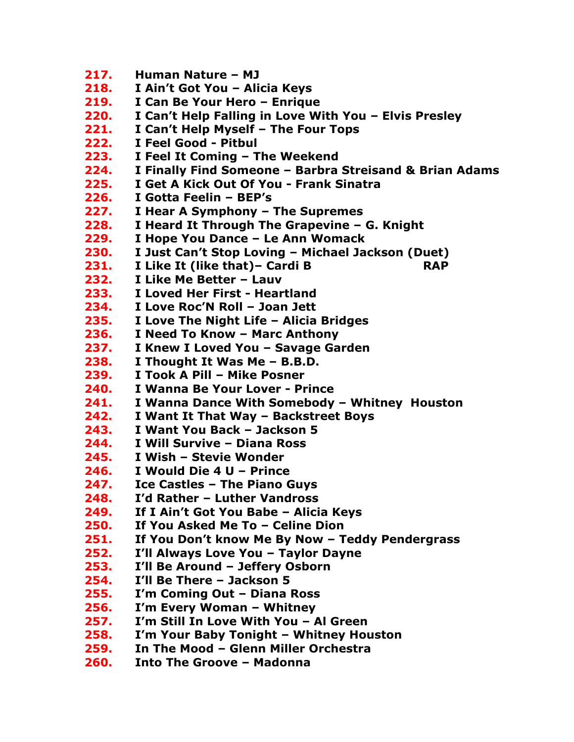217. **Human Nature – MJ**
218. **I Ain't Got You – Alicia Keys**
219. **I Can Be Your Hero – Enrique**
220. **I Can't Help Falling in Love With You – Elvis Presley**
221. **I Can't Help Myself – The Four Tops**
222. **I Feel Good - Pitbul**
223. **I Feel It Coming – The Weekend**
224. **I Finally Find Someone – Barbra Streisand & Brian Adams**
225. **I Get A Kick Out Of You - Frank Sinatra**
226. **I Gotta Feelin – BEP's**
227. **I Hear A Symphony – The Supremes**
228. **I Heard It Through The Grapevine – G. Knight**
229. **I Hope You Dance – Le Ann Womack**
230. **I Just Can't Stop Loving – Michael Jackson (Duet)**
231. **I Like It (like that)– Cardi B RAP**
232. **I Like Me Better – Lauv**
233. **I Loved Her First - Heartland**
234. **I Love Roc'N Roll – Joan Jett**
235. **I Love The Night Life – Alicia Bridges**
236. **I Need To Know – Marc Anthony**
237. **I Knew I Loved You – Savage Garden**
238. **I Thought It Was Me – B.B.D.**
239. **I Took A Pill – Mike Posner**
240. **I Wanna Be Your Lover - Prince**
241. **I Wanna Dance With Somebody – Whitney Houston**
242. **I Want It That Way – Backstreet Boys**
243. **I Want You Back – Jackson 5**
244. **I Will Survive – Diana Ross**
245. **I Wish – Stevie Wonder**
246. **I Would Die 4 U – Prince**
247. **Ice Castles – The Piano Guys**
248. **I'd Rather – Luther Vandross**
249. **If I Ain't Got You Babe – Alicia Keys**
250. **If You Asked Me To – Celine Dion**
251. **If You Don't know Me By Now – Teddy Pendergrass**
252. **I'll Always Love You – Taylor Dayne**
253. **I'll Be Around – Jeffery Osborn**
254. **I'll Be There – Jackson 5**
255. **I'm Coming Out – Diana Ross**
256. **I'm Every Woman – Whitney**
257. **I'm Still In Love With You – Al Green**
258. **I'm Your Baby Tonight – Whitney Houston**
259. **In The Mood – Glenn Miller Orchestra**
260. **Into The Groove – Madonna**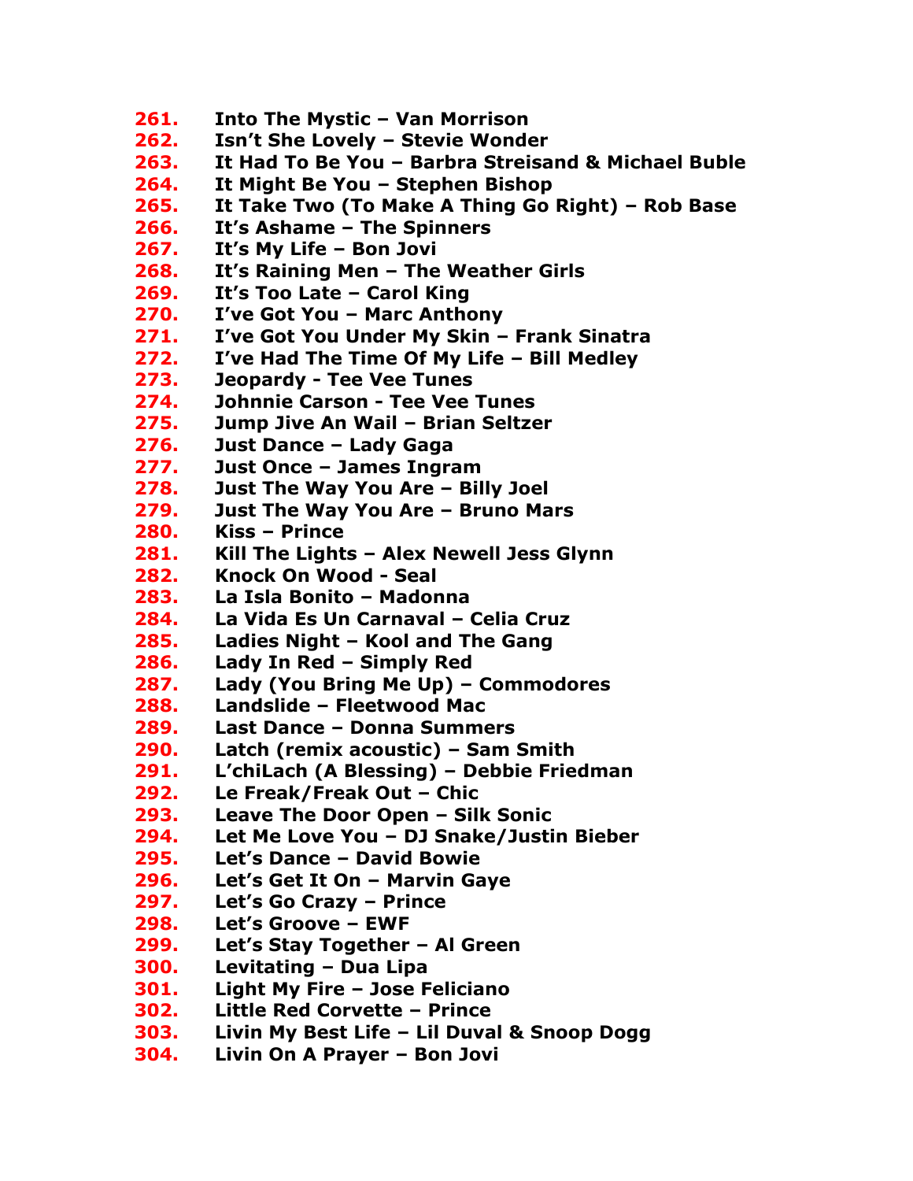261. **Into The Mystic – Van Morrison**
262. **Isn't She Lovely – Stevie Wonder**
263. **It Had To Be You – Barbra Streisand & Michael Buble**
264. **It Might Be You – Stephen Bishop**
265. **It Take Two (To Make A Thing Go Right) – Rob Base**
266. **It's Ashame – The Spinners**
267. **It's My Life – Bon Jovi**
268. **It's Raining Men – The Weather Girls**
269. **It's Too Late – Carol King**
270. **I've Got You – Marc Anthony**
271. **I've Got You Under My Skin – Frank Sinatra**
272. **I've Had The Time Of My Life – Bill Medley**
273. **Jeopardy - Tee Vee Tunes**
274. **Johnnie Carson - Tee Vee Tunes**
275. **Jump Jive An Wail – Brian Seltzer**
276. **Just Dance – Lady Gaga**
277. **Just Once – James Ingram**
278. **Just The Way You Are – Billy Joel**
279. **Just The Way You Are – Bruno Mars**
280. **Kiss – Prince**
281. **Kill The Lights – Alex Newell Jess Glynn**
282. **Knock On Wood - Seal**
283. **La Isla Bonito – Madonna**
284. **La Vida Es Un Carnaval – Celia Cruz**
285. **Ladies Night – Kool and The Gang**
286. **Lady In Red – Simply Red**
287. **Lady (You Bring Me Up) – Commodores**
288. **Landslide – Fleetwood Mac**
289. **Last Dance – Donna Summers**
290. **Latch (remix acoustic) – Sam Smith**
291. **L'chiLach (A Blessing) – Debbie Friedman**
292. **Le Freak/Freak Out – Chic**
293. **Leave The Door Open – Silk Sonic**
294. **Let Me Love You – DJ Snake/Justin Bieber**
295. **Let's Dance – David Bowie**
296. **Let's Get It On – Marvin Gaye**
297. **Let's Go Crazy – Prince**
298. **Let's Groove – EWF**
299. **Let's Stay Together – Al Green**
300. **Levitating – Dua Lipa**
301. **Light My Fire – Jose Feliciano**
302. **Little Red Corvette – Prince**
303. **Livin My Best Life – Lil Duval & Snoop Dogg**
304. **Livin On A Prayer – Bon Jovi**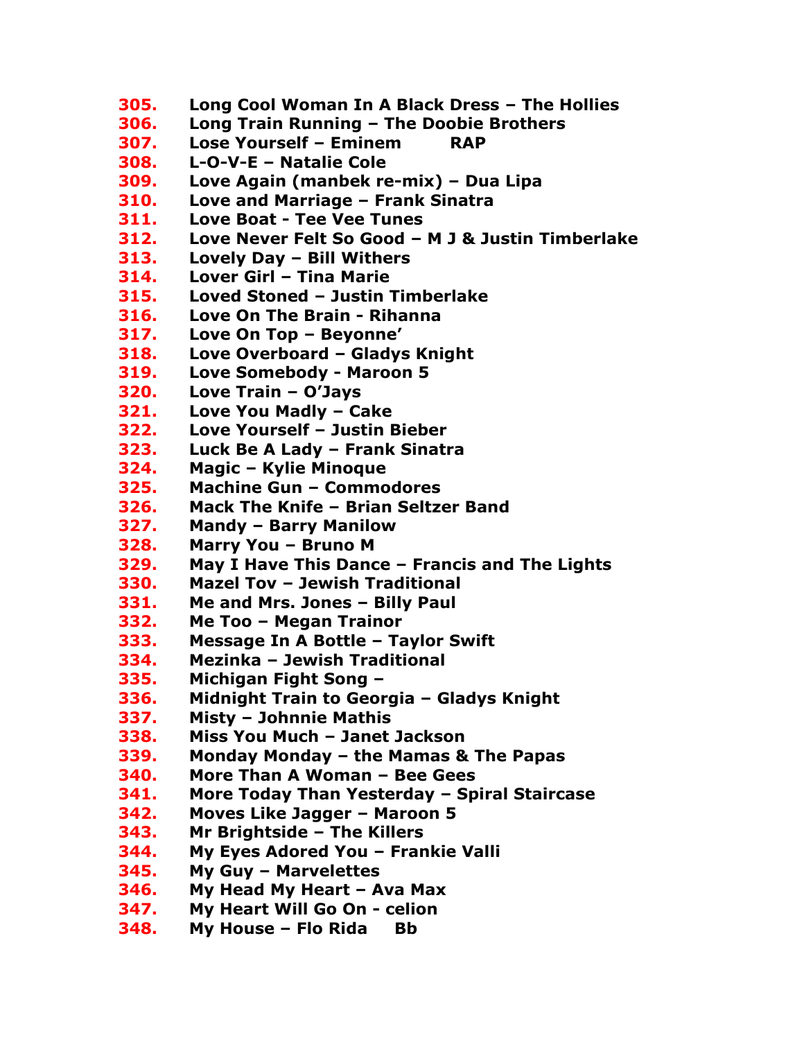305. **Long Cool Woman In A Black Dress – The Hollies**
306. **Long Train Running – The Doobie Brothers**
307. **Lose Yourself – Eminem RAP**
308. **L-O-V-E – Natalie Cole**
309. **Love Again (manbek re-mix) – Dua Lipa**
310. **Love and Marriage – Frank Sinatra**
311. **Love Boat - Tee Vee Tunes**
312. **Love Never Felt So Good – M J & Justin Timberlake**
313. **Lovely Day – Bill Withers**
314. **Lover Girl – Tina Marie**
315. **Loved Stoned – Justin Timberlake**
316. **Love On The Brain - Rihanna**
317. **Love On Top – Beyonne'**
318. **Love Overboard – Gladys Knight**
319. **Love Somebody - Maroon 5**
320. **Love Train – O'Jays**
321. **Love You Madly – Cake**
322. **Love Yourself – Justin Bieber**
323. **Luck Be A Lady – Frank Sinatra**
324. **Magic – Kylie Minoque**
325. **Machine Gun – Commodores**
326. **Mack The Knife – Brian Seltzer Band**
327. **Mandy – Barry Manilow**
328. **Marry You – Bruno M**
329. **May I Have This Dance – Francis and The Lights**
330. **Mazel Tov – Jewish Traditional**
331. **Me and Mrs. Jones – Billy Paul**
332. **Me Too – Megan Trainor**
333. **Message In A Bottle – Taylor Swift**
334. **Mezinka – Jewish Traditional**
335. **Michigan Fight Song –**
336. **Midnight Train to Georgia – Gladys Knight**
337. **Misty – Johnnie Mathis**
338. **Miss You Much – Janet Jackson**
339. **Monday Monday – the Mamas & The Papas**
340. **More Than A Woman – Bee Gees**
341. **More Today Than Yesterday – Spiral Staircase**
342. **Moves Like Jagger – Maroon 5**
343. **Mr Brightside – The Killers**
344. **My Eyes Adored You – Frankie Valli**
345. **My Guy – Marvelettes**
346. **My Head My Heart – Ava Max**
347. **My Heart Will Go On - celion**
348. **My House – Flo Rida Bb**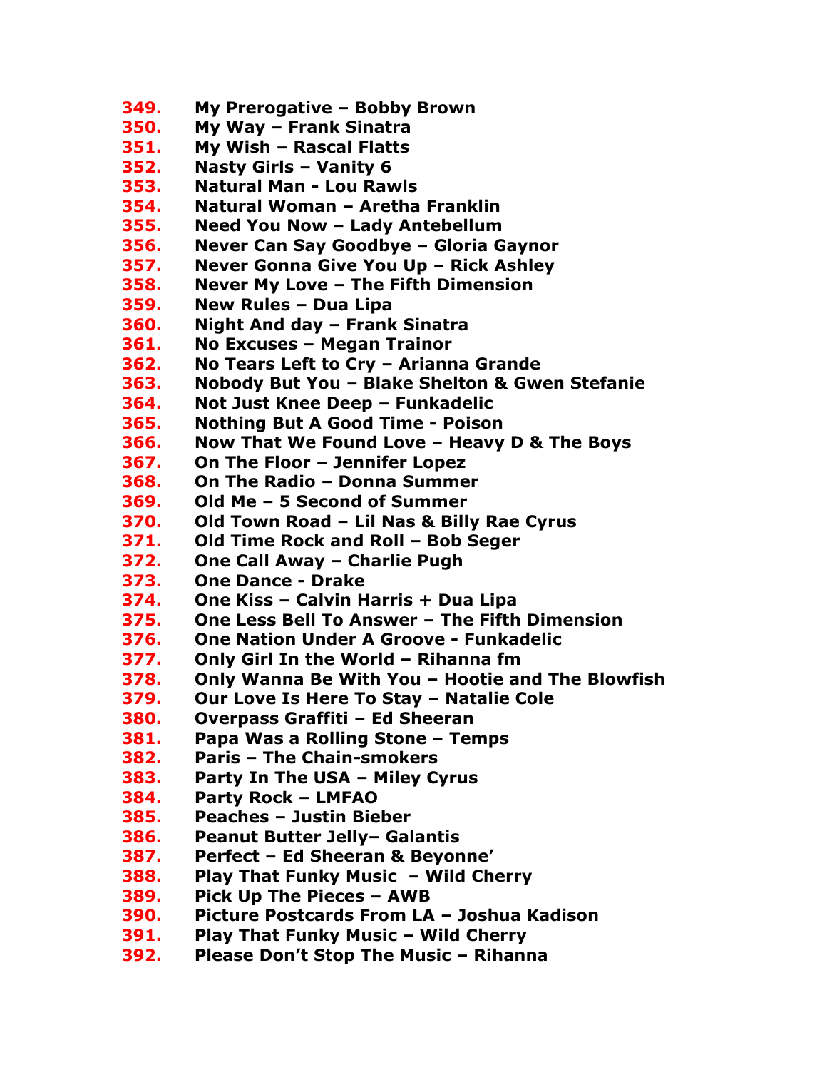349. **My Prerogative – Bobby Brown**
350. **My Way – Frank Sinatra**
351. **My Wish – Rascal Flatts**
352. **Nasty Girls – Vanity 6**
353. **Natural Man - Lou Rawls**
354. **Natural Woman – Aretha Franklin**
355. **Need You Now – Lady Antebellum**
356. **Never Can Say Goodbye – Gloria Gaynor**
357. **Never Gonna Give You Up – Rick Ashley**
358. **Never My Love – The Fifth Dimension**
359. **New Rules – Dua Lipa**
360. **Night And day – Frank Sinatra**
361. **No Excuses – Megan Trainor**
362. **No Tears Left to Cry – Arianna Grande**
363. **Nobody But You – Blake Shelton & Gwen Stefanie**
364. **Not Just Knee Deep – Funkadelic**
365. **Nothing But A Good Time - Poison**
366. **Now That We Found Love – Heavy D & The Boys**
367. **On The Floor – Jennifer Lopez**
368. **On The Radio – Donna Summer**
369. **Old Me – 5 Second of Summer**
370. **Old Town Road – Lil Nas & Billy Rae Cyrus**
371. **Old Time Rock and Roll – Bob Seger**
372. **One Call Away – Charlie Pugh**
373. **One Dance - Drake**
374. **One Kiss – Calvin Harris + Dua Lipa**
375. **One Less Bell To Answer – The Fifth Dimension**
376. **One Nation Under A Groove - Funkadelic**
377. **Only Girl In the World – Rihanna fm**
378. **Only Wanna Be With You – Hootie and The Blowfish**
379. **Our Love Is Here To Stay – Natalie Cole**
380. **Overpass Graffiti – Ed Sheeran**
381. **Papa Was a Rolling Stone – Temps**
382. **Paris – The Chain-smokers**
383. **Party In The USA – Miley Cyrus**
384. **Party Rock – LMFAO**
385. **Peaches – Justin Bieber**
386. **Peanut Butter Jelly– Galantis**
387. **Perfect – Ed Sheeran & Beyonne'**
388. **Play That Funky Music – Wild Cherry**
389. **Pick Up The Pieces – AWB**
390. **Picture Postcards From LA – Joshua Kadison**
391. **Play That Funky Music – Wild Cherry**
392. **Please Don't Stop The Music – Rihanna**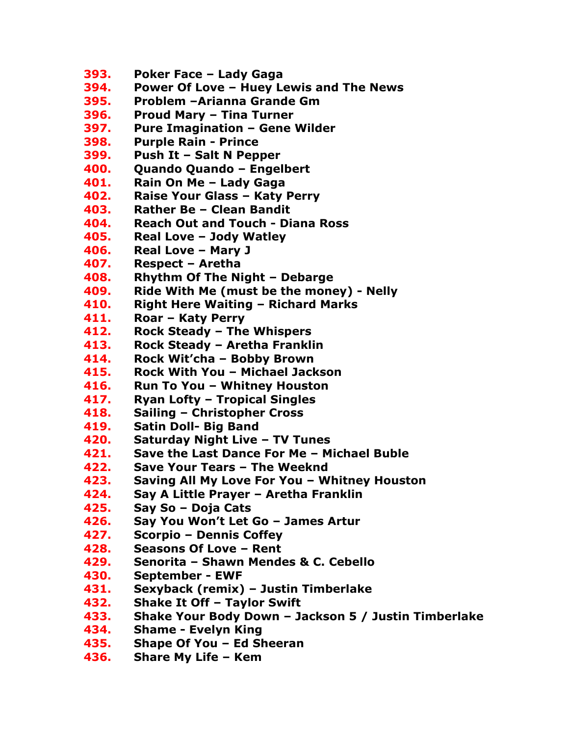393. **Poker Face – Lady Gaga**
394. **Power Of Love – Huey Lewis and The News**
395. **Problem –Arianna Grande Gm**
396. **Proud Mary – Tina Turner**
397. **Pure Imagination – Gene Wilder**
398. **Purple Rain - Prince**
399. **Push It – Salt N Pepper**
400. **Quando Quando – Engelbert**
401. **Rain On Me – Lady Gaga**
402. **Raise Your Glass – Katy Perry**
403. **Rather Be – Clean Bandit**
404. **Reach Out and Touch - Diana Ross**
405. **Real Love – Jody Watley**
406. **Real Love – Mary J**
407. **Respect – Aretha**
408. **Rhythm Of The Night – Debarge**
409. **Ride With Me (must be the money) - Nelly**
410. **Right Here Waiting – Richard Marks**
411. **Roar – Katy Perry**
412. **Rock Steady – The Whispers**
413. **Rock Steady – Aretha Franklin**
414. **Rock Wit'cha – Bobby Brown**
415. **Rock With You – Michael Jackson**
416. **Run To You – Whitney Houston**
417. **Ryan Lofty – Tropical Singles**
418. **Sailing – Christopher Cross**
419. **Satin Doll- Big Band**
420. **Saturday Night Live – TV Tunes**
421. **Save the Last Dance For Me – Michael Buble**
422. **Save Your Tears – The Weeknd**
423. **Saving All My Love For You – Whitney Houston**
424. **Say A Little Prayer – Aretha Franklin**
425. **Say So – Doja Cats**
426. **Say You Won't Let Go – James Artur**
427. **Scorpio – Dennis Coffey**
428. **Seasons Of Love – Rent**
429. **Senorita – Shawn Mendes & C. Cebello**
430. **September - EWF**
431. **Sexyback (remix) – Justin Timberlake**
432. **Shake It Off – Taylor Swift**
433. **Shake Your Body Down – Jackson 5 / Justin Timberlake**
434. **Shame - Evelyn King**
435. **Shape Of You – Ed Sheeran**
436. **Share My Life – Kem**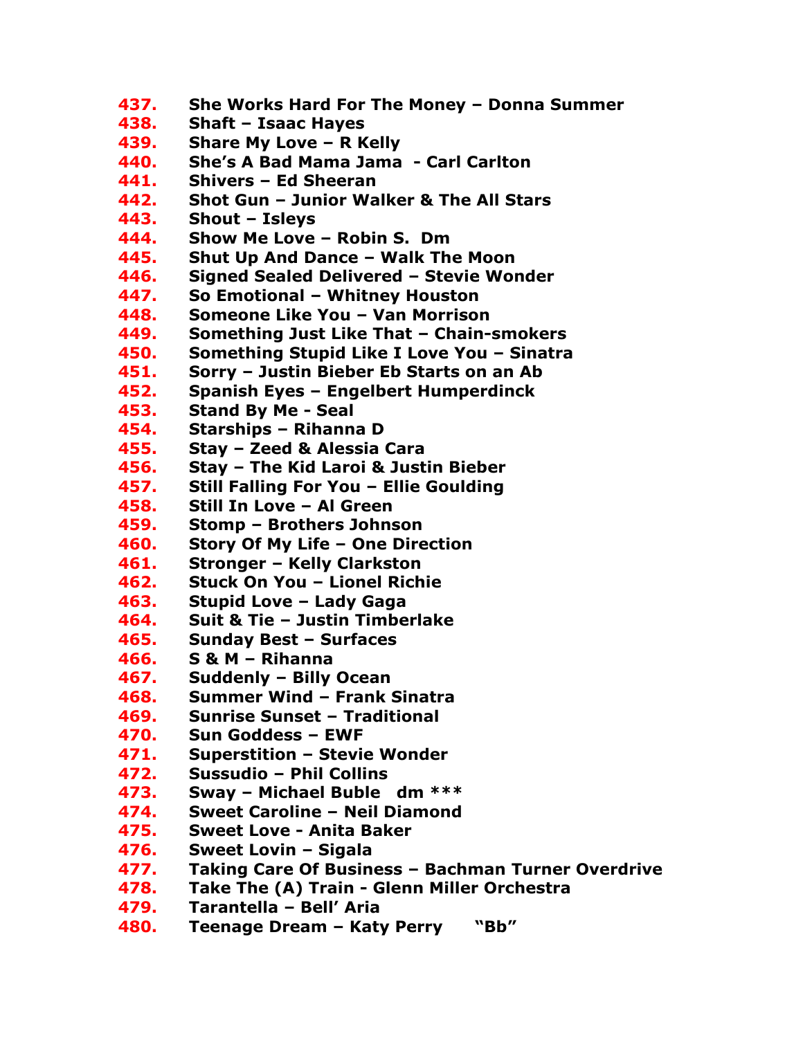437. **She Works Hard For The Money – Donna Summer**
438. **Shaft – Isaac Hayes**
439. **Share My Love – R Kelly**
440. **She's A Bad Mama Jama  - Carl Carlton**
441. **Shivers – Ed Sheeran**
442. **Shot Gun – Junior Walker & The All Stars**
443. **Shout – Isleys**
444. **Show Me Love – Robin S.  Dm**
445. **Shut Up And Dance – Walk The Moon**
446. **Signed Sealed Delivered – Stevie Wonder**
447. **So Emotional – Whitney Houston**
448. **Someone Like You – Van Morrison**
449. **Something Just Like That – Chain-smokers**
450. **Something Stupid Like I Love You – Sinatra**
451. **Sorry – Justin Bieber Eb Starts on an Ab**
452. **Spanish Eyes – Engelbert Humperdinck**
453. **Stand By Me - Seal**
454. **Starships – Rihanna D**
455. **Stay – Zeed & Alessia Cara**
456. **Stay – The Kid Laroi & Justin Bieber**
457. **Still Falling For You – Ellie Goulding**
458. **Still In Love – Al Green**
459. **Stomp – Brothers Johnson**
460. **Story Of My Life – One Direction**
461. **Stronger – Kelly Clarkston**
462. **Stuck On You – Lionel Richie**
463. **Stupid Love – Lady Gaga**
464. **Suit & Tie – Justin Timberlake**
465. **Sunday Best – Surfaces**
466. **S & M – Rihanna**
467. **Suddenly – Billy Ocean**
468. **Summer Wind – Frank Sinatra**
469. **Sunrise Sunset – Traditional**
470. **Sun Goddess – EWF**
471. **Superstition – Stevie Wonder**
472. **Sussudio – Phil Collins**
473. **Sway – Michael Buble   dm ***\**
474. **Sweet Caroline – Neil Diamond**
475. **Sweet Love - Anita Baker**
476. **Sweet Lovin – Sigala**
477. **Taking Care Of Business – Bachman Turner Overdrive**
478. **Take The (A) Train - Glenn Miller Orchestra**
479. **Tarantella – Bell' Aria**
480. **Teenage Dream – Katy Perry      "Bb"**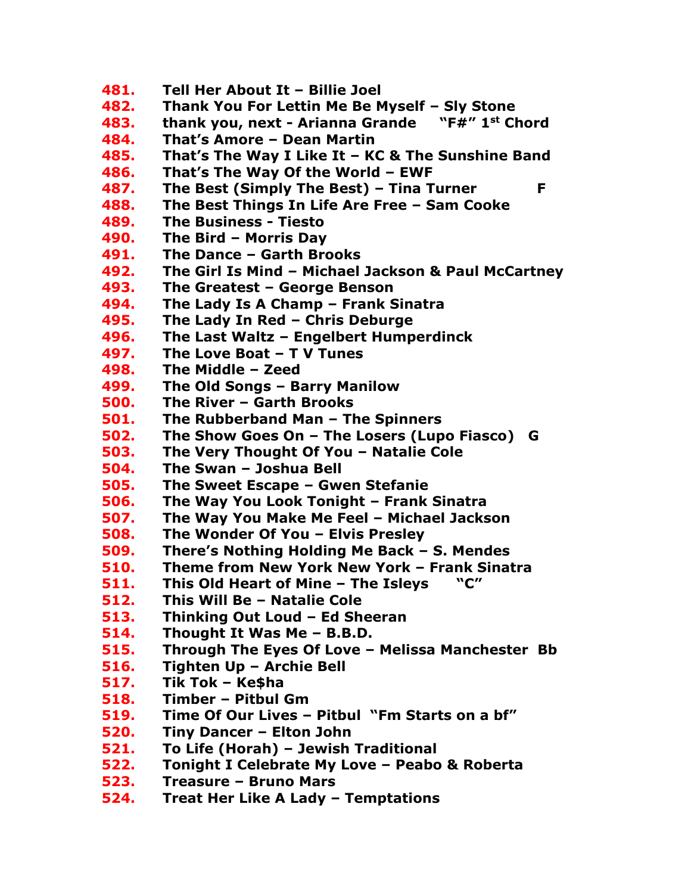481. Tell Her About It – Billie Joel
482. Thank You For Lettin Me Be Myself – Sly Stone
483. thank you, next - Arianna Grande "F#" 1st Chord
484. That's Amore – Dean Martin
485. That's The Way I Like It – KC & The Sunshine Band
486. That's The Way Of the World – EWF
487. The Best (Simply The Best) – Tina Turner F
488. The Best Things In Life Are Free – Sam Cooke
489. The Business - Tiesto
490. The Bird – Morris Day
491. The Dance – Garth Brooks
492. The Girl Is Mind – Michael Jackson & Paul McCartney
493. The Greatest – George Benson
494. The Lady Is A Champ – Frank Sinatra
495. The Lady In Red – Chris Deburge
496. The Last Waltz – Engelbert Humperdinck
497. The Love Boat – T V Tunes
498. The Middle – Zeed
499. The Old Songs – Barry Manilow
500. The River – Garth Brooks
501. The Rubberband Man – The Spinners
502. The Show Goes On – The Losers (Lupo Fiasco) G
503. The Very Thought Of You – Natalie Cole
504. The Swan – Joshua Bell
505. The Sweet Escape – Gwen Stefanie
506. The Way You Look Tonight – Frank Sinatra
507. The Way You Make Me Feel – Michael Jackson
508. The Wonder Of You – Elvis Presley
509. There's Nothing Holding Me Back – S. Mendes
510. Theme from New York New York – Frank Sinatra
511. This Old Heart of Mine – The Isleys "C"
512. This Will Be – Natalie Cole
513. Thinking Out Loud – Ed Sheeran
514. Thought It Was Me – B.B.D.
515. Through The Eyes Of Love – Melissa Manchester Bb
516. Tighten Up – Archie Bell
517. Tik Tok – Ke$ha
518. Timber – Pitbul Gm
519. Time Of Our Lives – Pitbul "Fm Starts on a bf"
520. Tiny Dancer – Elton John
521. To Life (Horah) – Jewish Traditional
522. Tonight I Celebrate My Love – Peabo & Roberta
523. Treasure – Bruno Mars
524. Treat Her Like A Lady – Temptations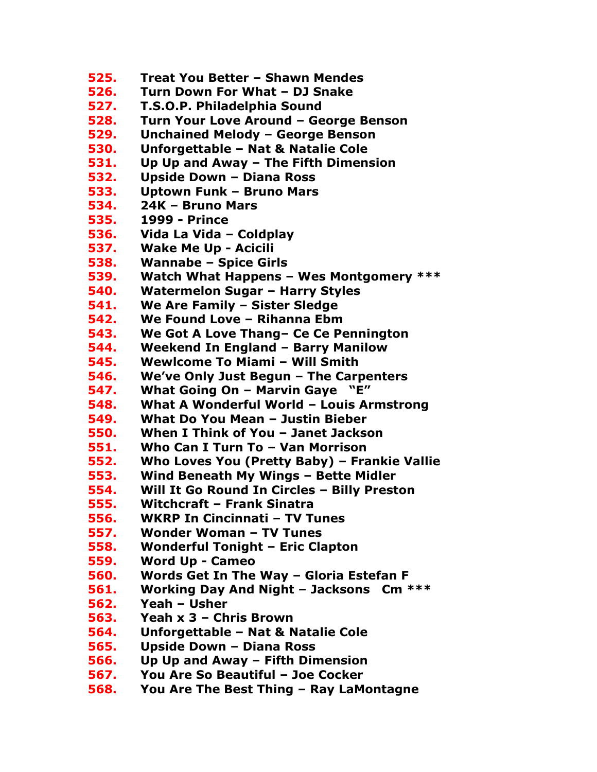525. **Treat You Better – Shawn Mendes**
526. **Turn Down For What – DJ Snake**
527. **T.S.O.P. Philadelphia Sound**
528. **Turn Your Love Around – George Benson**
529. **Unchained Melody – George Benson**
530. **Unforgettable – Nat & Natalie Cole**
531. **Up Up and Away – The Fifth Dimension**
532. **Upside Down – Diana Ross**
533. **Uptown Funk – Bruno Mars**
534. **24K – Bruno Mars**
535. **1999 - Prince**
536. **Vida La Vida – Coldplay**
537. **Wake Me Up - Acicili**
538. **Wannabe – Spice Girls**
539. **Watch What Happens – Wes Montgomery ***
540. **Watermelon Sugar – Harry Styles**
541. **We Are Family – Sister Sledge**
542. **We Found Love – Rihanna Ebm**
543. **We Got A Love Thang– Ce Ce Pennington**
544. **Weekend In England – Barry Manilow**
545. **Wewlcome To Miami – Will Smith**
546. **We've Only Just Begun – The Carpenters**
547. **What Going On – Marvin Gaye "E"**
548. **What A Wonderful World – Louis Armstrong**
549. **What Do You Mean – Justin Bieber**
550. **When I Think of You – Janet Jackson**
551. **Who Can I Turn To – Van Morrison**
552. **Who Loves You (Pretty Baby) – Frankie Vallie**
553. **Wind Beneath My Wings – Bette Midler**
554. **Will It Go Round In Circles – Billy Preston**
555. **Witchcraft – Frank Sinatra**
556. **WKRP In Cincinnati – TV Tunes**
557. **Wonder Woman – TV Tunes**
558. **Wonderful Tonight – Eric Clapton**
559. **Word Up - Cameo**
560. **Words Get In The Way – Gloria Estefan F**
561. **Working Day And Night – Jacksons Cm ***
562. **Yeah – Usher**
563. **Yeah x 3 – Chris Brown**
564. **Unforgettable – Nat & Natalie Cole**
565. **Upside Down – Diana Ross**
566. **Up Up and Away – Fifth Dimension**
567. **You Are So Beautiful – Joe Cocker**
568. **You Are The Best Thing – Ray LaMontagne**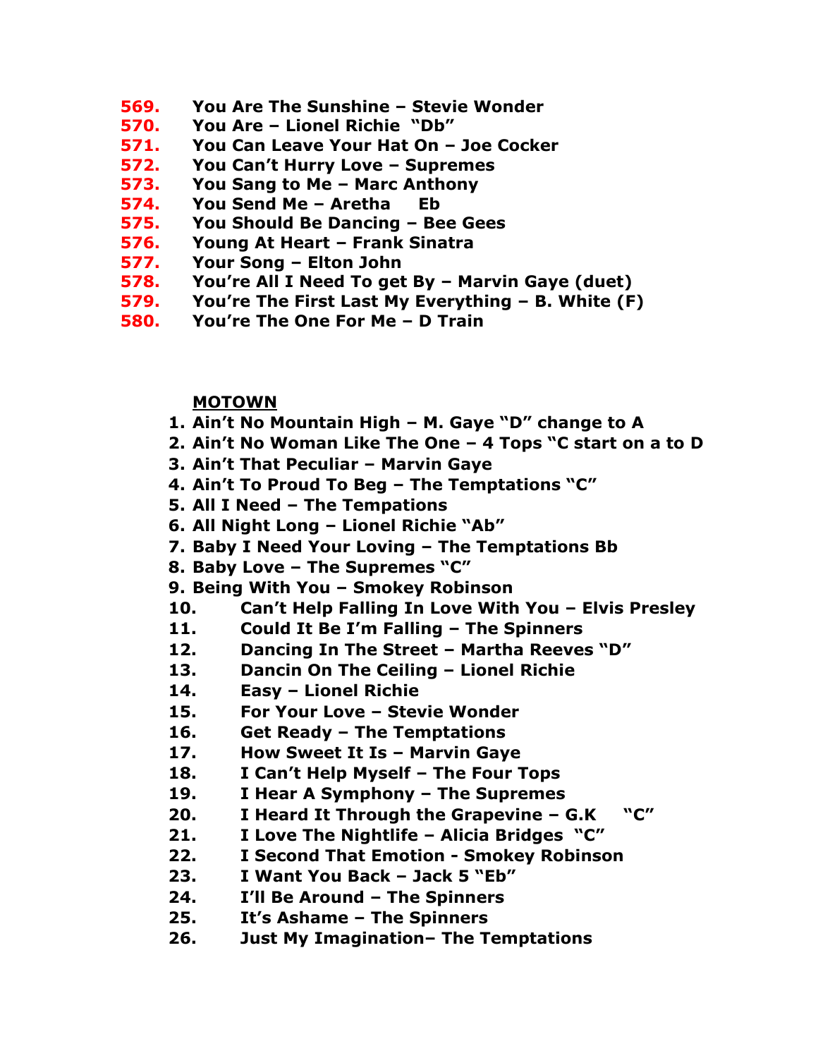569. **You Are The Sunshine – Stevie Wonder**
570. **You Are – Lionel Richie "Db"**
571. **You Can Leave Your Hat On – Joe Cocker**
572. **You Can't Hurry Love – Supremes**
573. **You Sang to Me – Marc Anthony**
574. **You Send Me – Aretha Eb**
575. **You Should Be Dancing – Bee Gees**
576. **Young At Heart – Frank Sinatra**
577. **Your Song – Elton John**
578. **You're All I Need To get By – Marvin Gaye (duet)**
579. **You're The First Last My Everything – B. White (F)**
580. **You're The One For Me – D Train**

## MOTOWN

1. **Ain't No Mountain High – M. Gaye "D" change to A**
2. **Ain't No Woman Like The One – 4 Tops "C start on a to D**
3. **Ain't That Peculiar – Marvin Gaye**
4. **Ain't To Proud To Beg – The Temptations "C"**
5. **All I Need – The Tempations**
6. **All Night Long – Lionel Richie "Ab"**
7. **Baby I Need Your Loving – The Temptations Bb**
8. **Baby Love – The Supremes "C"**
9. **Being With You – Smokey Robinson**
10. **Can't Help Falling In Love With You – Elvis Presley**
11. **Could It Be I'm Falling – The Spinners**
12. **Dancing In The Street – Martha Reeves "D"**
13. **Dancin On The Ceiling – Lionel Richie**
14. **Easy – Lionel Richie**
15. **For Your Love – Stevie Wonder**
16. **Get Ready – The Temptations**
17. **How Sweet It Is – Marvin Gaye**
18. **I Can't Help Myself – The Four Tops**
19. **I Hear A Symphony – The Supremes**
20. **I Heard It Through the Grapevine – G.K "C"**
21. **I Love The Nightlife – Alicia Bridges "C"**
22. **I Second That Emotion - Smokey Robinson**
23. **I Want You Back – Jack 5 "Eb"**
24. **I'll Be Around – The Spinners**
25. **It's Ashame – The Spinners**
26. **Just My Imagination– The Temptations**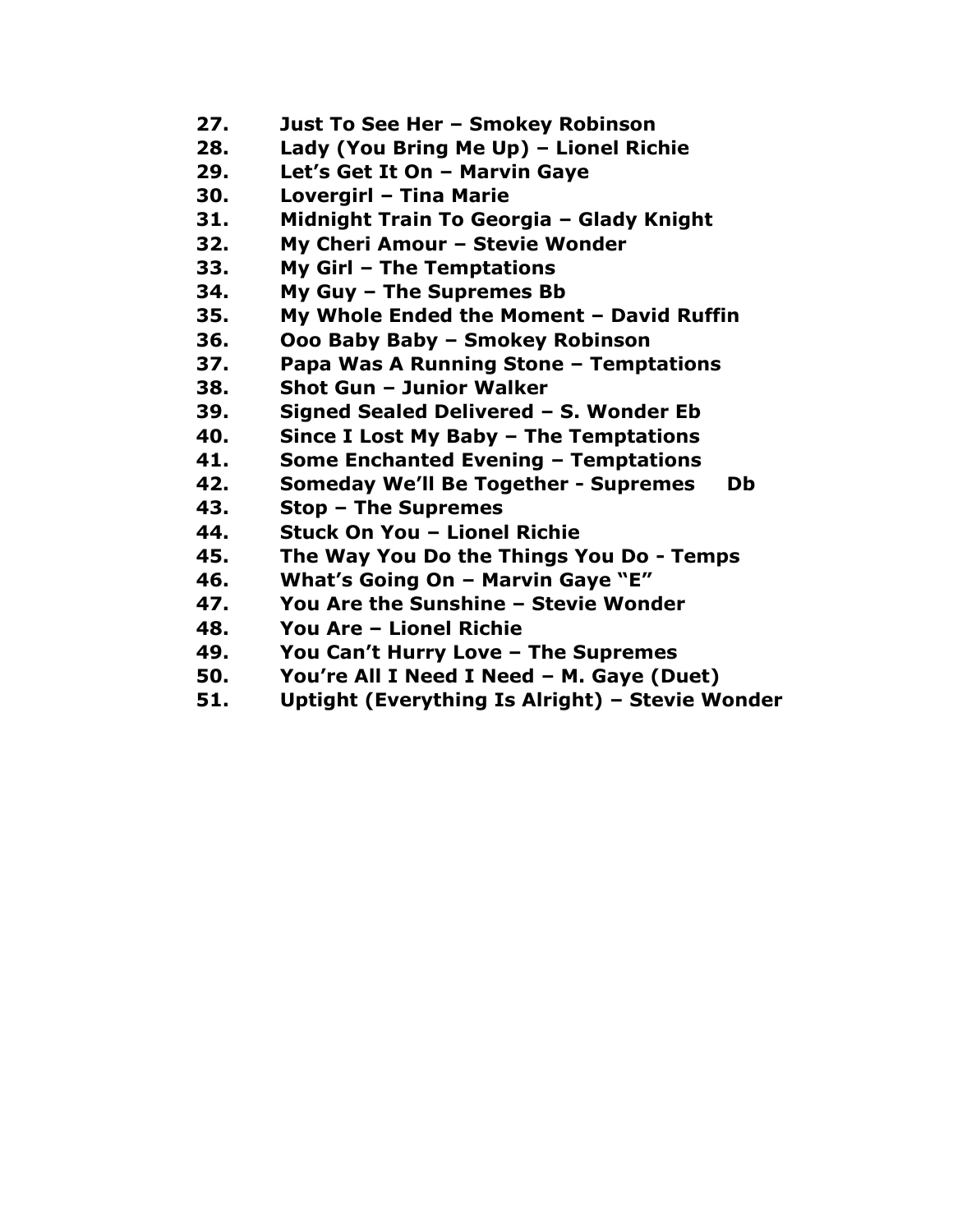**27. Just To See Her – Smokey Robinson**
**28. Lady (You Bring Me Up) – Lionel Richie**
**29. Let's Get It On – Marvin Gaye**
**30. Lovergirl – Tina Marie**
**31. Midnight Train To Georgia – Glady Knight**
**32. My Cheri Amour – Stevie Wonder**
**33. My Girl – The Temptations**
**34. My Guy – The Supremes Bb**
**35. My Whole Ended the Moment – David Ruffin**
**36. Ooo Baby Baby – Smokey Robinson**
**37. Papa Was A Running Stone – Temptations**
**38. Shot Gun – Junior Walker**
**39. Signed Sealed Delivered – S. Wonder Eb**
**40. Since I Lost My Baby – The Temptations**
**41. Some Enchanted Evening – Temptations**
**42. Someday We'll Be Together - Supremes Db**
**43. Stop – The Supremes**
**44. Stuck On You – Lionel Richie**
**45. The Way You Do the Things You Do - Temps**
**46. What's Going On – Marvin Gaye "E"**
**47. You Are the Sunshine – Stevie Wonder**
**48. You Are – Lionel Richie**
**49. You Can't Hurry Love – The Supremes**
**50. You're All I Need I Need – M. Gaye (Duet)**
**51. Uptight (Everything Is Alright) – Stevie Wonder**